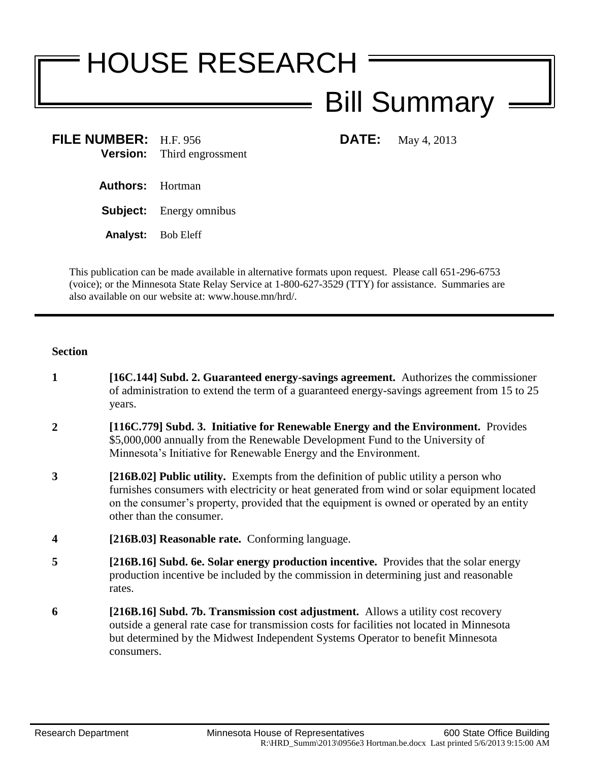# HOUSE RESEARCH

## Bill Summary

**FILE NUMBER:** H.F. 956 **DATE:** May 4, 2013

**Version:** Third engrossment

**Authors:** Hortman

**Subject:** Energy omnibus

**Analyst:** Bob Eleff

This publication can be made available in alternative formats upon request. Please call 651-296-6753 (voice); or the Minnesota State Relay Service at 1-800-627-3529 (TTY) for assistance. Summaries are also available on our website at: www.house.mn/hrd/.

---

**Section**

**1** **[16C.144] Subd. 2. Guaranteed energy-savings agreement.** Authorizes the commissioner of administration to extend the term of a guaranteed energy-savings agreement from 15 to 25 years.

**2** **[116C.779] Subd. 3. Initiative for Renewable Energy and the Environment.** Provides $5,000,000 annually from the Renewable Development Fund to the University of Minnesota's Initiative for Renewable Energy and the Environment.

**3** **[216B.02] Public utility.** Exempts from the definition of public utility a person who furnishes consumers with electricity or heat generated from wind or solar equipment located on the consumer's property, provided that the equipment is owned or operated by an entity other than the consumer.

**4** **[216B.03] Reasonable rate.** Conforming language.

**5** **[216B.16] Subd. 6e. Solar energy production incentive.** Provides that the solar energy production incentive be included by the commission in determining just and reasonable rates.

**6** **[216B.16] Subd. 7b. Transmission cost adjustment.** Allows a utility cost recovery outside a general rate case for transmission costs for facilities not located in Minnesota but determined by the Midwest Independent Systems Operator to benefit Minnesota consumers.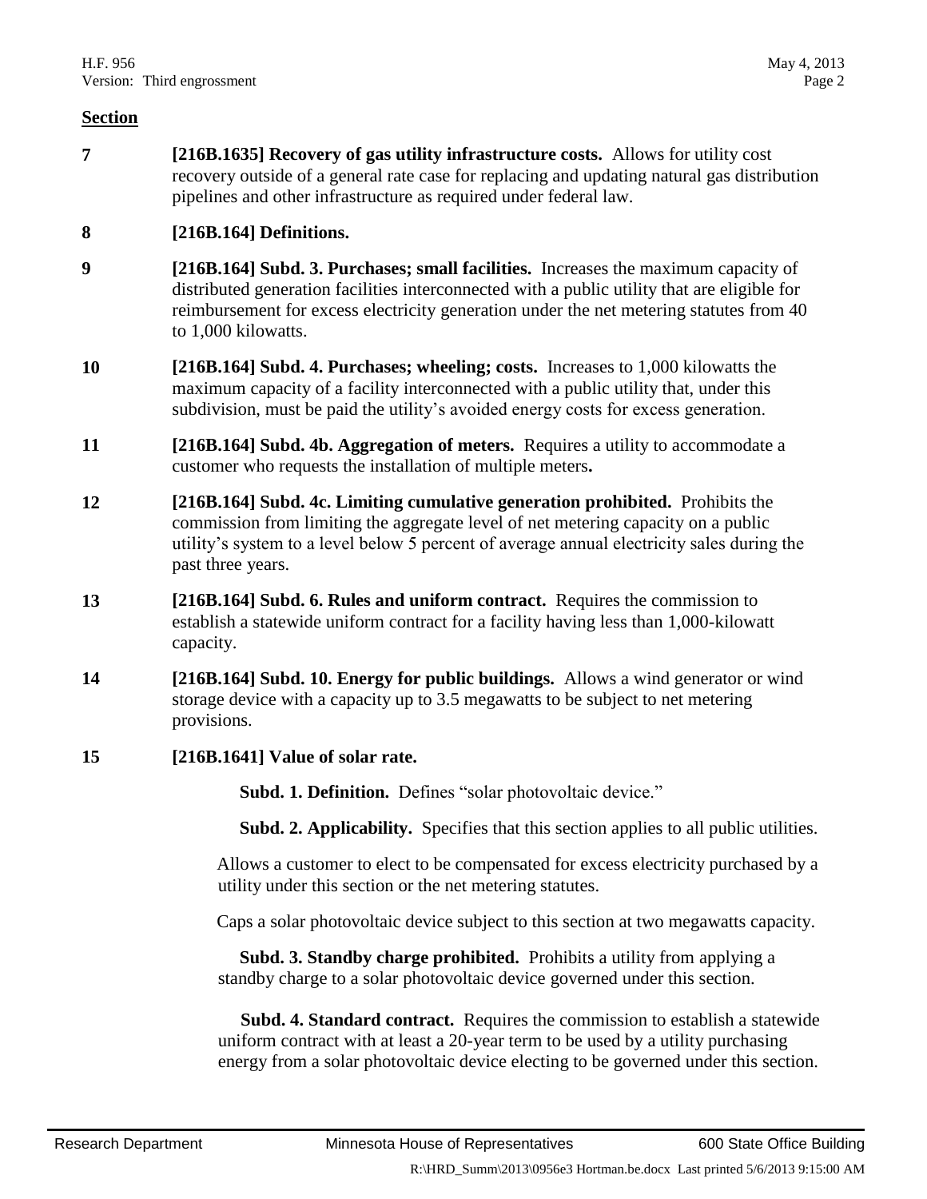**Section**

**7** **[216B.1635] Recovery of gas utility infrastructure costs.** Allows for utility cost recovery outside of a general rate case for replacing and updating natural gas distribution pipelines and other infrastructure as required under federal law.

**8** **[216B.164] Definitions.**

**9** **[216B.164] Subd. 3. Purchases; small facilities.** Increases the maximum capacity of distributed generation facilities interconnected with a public utility that are eligible for reimbursement for excess electricity generation under the net metering statutes from 40 to 1,000 kilowatts.

**10** **[216B.164] Subd. 4. Purchases; wheeling; costs.** Increases to 1,000 kilowatts the maximum capacity of a facility interconnected with a public utility that, under this subdivision, must be paid the utility's avoided energy costs for excess generation.

**11** **[216B.164] Subd. 4b. Aggregation of meters.** Requires a utility to accommodate a customer who requests the installation of multiple meters**.**

**12** **[216B.164] Subd. 4c. Limiting cumulative generation prohibited.** Prohibits the commission from limiting the aggregate level of net metering capacity on a public utility's system to a level below 5 percent of average annual electricity sales during the past three years.

**13** **[216B.164] Subd. 6. Rules and uniform contract.** Requires the commission to establish a statewide uniform contract for a facility having less than 1,000-kilowatt capacity.

**14** **[216B.164] Subd. 10. Energy for public buildings.** Allows a wind generator or wind storage device with a capacity up to 3.5 megawatts to be subject to net metering provisions.

**15** **[216B.1641] Value of solar rate.**

**Subd. 1. Definition.** Defines "solar photovoltaic device."

**Subd. 2. Applicability.** Specifies that this section applies to all public utilities.

Allows a customer to elect to be compensated for excess electricity purchased by a utility under this section or the net metering statutes.

Caps a solar photovoltaic device subject to this section at two megawatts capacity.

**Subd. 3. Standby charge prohibited.** Prohibits a utility from applying a standby charge to a solar photovoltaic device governed under this section.

**Subd. 4. Standard contract.** Requires the commission to establish a statewide uniform contract with at least a 20-year term to be used by a utility purchasing energy from a solar photovoltaic device electing to be governed under this section.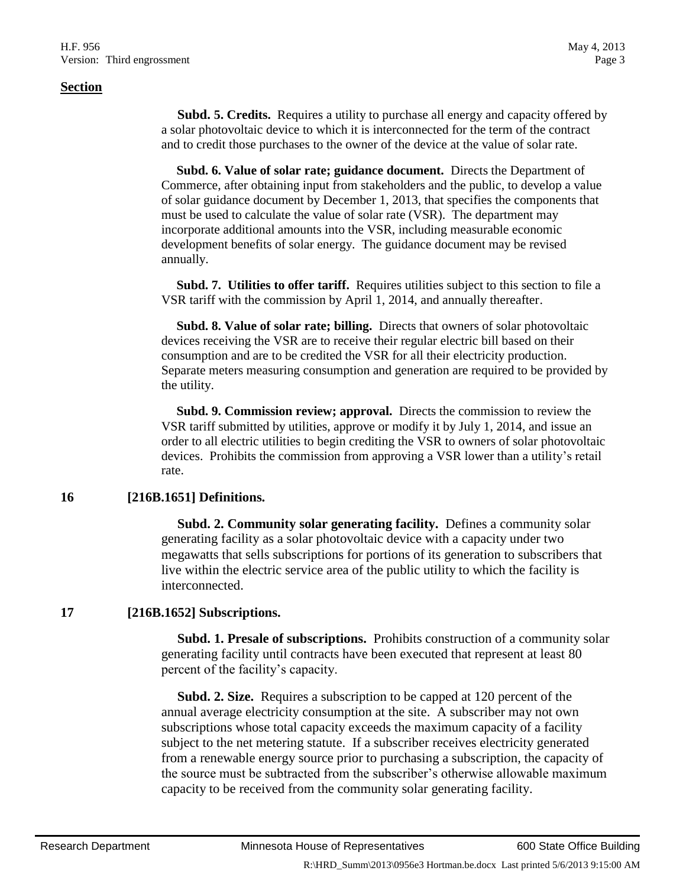**Section**

**Subd. 5. Credits.** Requires a utility to purchase all energy and capacity offered by a solar photovoltaic device to which it is interconnected for the term of the contract and to credit those purchases to the owner of the device at the value of solar rate.

**Subd. 6. Value of solar rate; guidance document.** Directs the Department of Commerce, after obtaining input from stakeholders and the public, to develop a value of solar guidance document by December 1, 2013, that specifies the components that must be used to calculate the value of solar rate (VSR). The department may incorporate additional amounts into the VSR, including measurable economic development benefits of solar energy. The guidance document may be revised annually.

**Subd. 7. Utilities to offer tariff.** Requires utilities subject to this section to file a VSR tariff with the commission by April 1, 2014, and annually thereafter.

**Subd. 8. Value of solar rate; billing.** Directs that owners of solar photovoltaic devices receiving the VSR are to receive their regular electric bill based on their consumption and are to be credited the VSR for all their electricity production. Separate meters measuring consumption and generation are required to be provided by the utility.

**Subd. 9. Commission review; approval.** Directs the commission to review the VSR tariff submitted by utilities, approve or modify it by July 1, 2014, and issue an order to all electric utilities to begin crediting the VSR to owners of solar photovoltaic devices. Prohibits the commission from approving a VSR lower than a utility's retail rate.

**16 [216B.1651] Definitions.**

**Subd. 2. Community solar generating facility.** Defines a community solar generating facility as a solar photovoltaic device with a capacity under two megawatts that sells subscriptions for portions of its generation to subscribers that live within the electric service area of the public utility to which the facility is interconnected.

**17 [216B.1652] Subscriptions.**

**Subd. 1. Presale of subscriptions.** Prohibits construction of a community solar generating facility until contracts have been executed that represent at least 80 percent of the facility's capacity.

**Subd. 2. Size.** Requires a subscription to be capped at 120 percent of the annual average electricity consumption at the site. A subscriber may not own subscriptions whose total capacity exceeds the maximum capacity of a facility subject to the net metering statute. If a subscriber receives electricity generated from a renewable energy source prior to purchasing a subscription, the capacity of the source must be subtracted from the subscriber's otherwise allowable maximum capacity to be received from the community solar generating facility.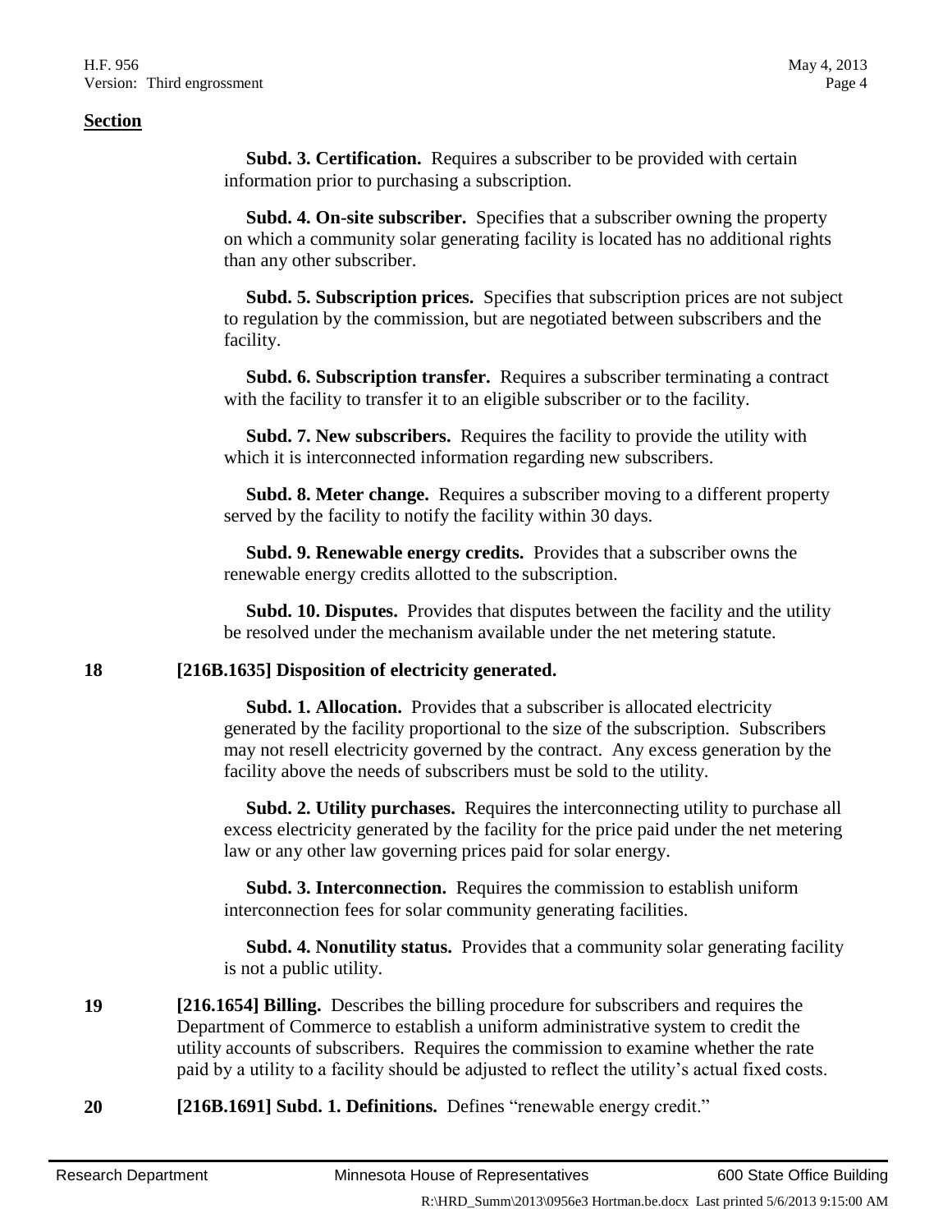**Section**

**Subd. 3. Certification.** Requires a subscriber to be provided with certain information prior to purchasing a subscription.

**Subd. 4. On-site subscriber.** Specifies that a subscriber owning the property on which a community solar generating facility is located has no additional rights than any other subscriber.

**Subd. 5. Subscription prices.** Specifies that subscription prices are not subject to regulation by the commission, but are negotiated between subscribers and the facility.

**Subd. 6. Subscription transfer.** Requires a subscriber terminating a contract with the facility to transfer it to an eligible subscriber or to the facility.

**Subd. 7. New subscribers.** Requires the facility to provide the utility with which it is interconnected information regarding new subscribers.

**Subd. 8. Meter change.** Requires a subscriber moving to a different property served by the facility to notify the facility within 30 days.

**Subd. 9. Renewable energy credits.** Provides that a subscriber owns the renewable energy credits allotted to the subscription.

**Subd. 10. Disputes.** Provides that disputes between the facility and the utility be resolved under the mechanism available under the net metering statute.

**18** **[216B.1635] Disposition of electricity generated.**

**Subd. 1. Allocation.** Provides that a subscriber is allocated electricity generated by the facility proportional to the size of the subscription. Subscribers may not resell electricity governed by the contract. Any excess generation by the facility above the needs of subscribers must be sold to the utility.

**Subd. 2. Utility purchases.** Requires the interconnecting utility to purchase all excess electricity generated by the facility for the price paid under the net metering law or any other law governing prices paid for solar energy.

**Subd. 3. Interconnection.** Requires the commission to establish uniform interconnection fees for solar community generating facilities.

**Subd. 4. Nonutility status.** Provides that a community solar generating facility is not a public utility.

**19** **[216.1654] Billing.** Describes the billing procedure for subscribers and requires the Department of Commerce to establish a uniform administrative system to credit the utility accounts of subscribers. Requires the commission to examine whether the rate paid by a utility to a facility should be adjusted to reflect the utility's actual fixed costs.

**20** **[216B.1691] Subd. 1. Definitions.** Defines "renewable energy credit."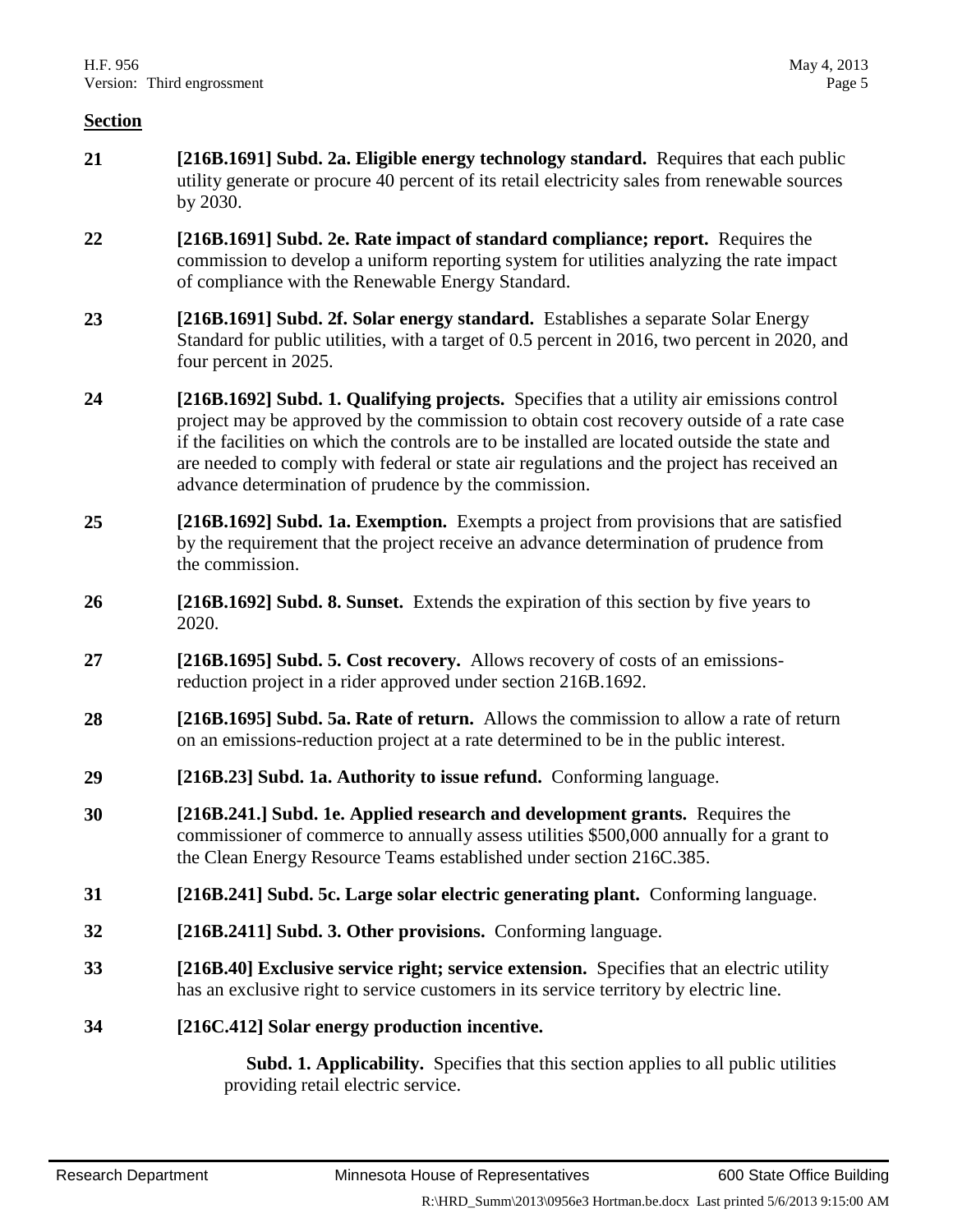**Section**

**21** **[216B.1691] Subd. 2a. Eligible energy technology standard.** Requires that each public utility generate or procure 40 percent of its retail electricity sales from renewable sources by 2030.

**22** **[216B.1691] Subd. 2e. Rate impact of standard compliance; report.** Requires the commission to develop a uniform reporting system for utilities analyzing the rate impact of compliance with the Renewable Energy Standard.

**23** **[216B.1691] Subd. 2f. Solar energy standard.** Establishes a separate Solar Energy Standard for public utilities, with a target of 0.5 percent in 2016, two percent in 2020, and four percent in 2025.

**24** **[216B.1692] Subd. 1. Qualifying projects.** Specifies that a utility air emissions control project may be approved by the commission to obtain cost recovery outside of a rate case if the facilities on which the controls are to be installed are located outside the state and are needed to comply with federal or state air regulations and the project has received an advance determination of prudence by the commission.

**25** **[216B.1692] Subd. 1a. Exemption.** Exempts a project from provisions that are satisfied by the requirement that the project receive an advance determination of prudence from the commission.

**26** **[216B.1692] Subd. 8. Sunset.** Extends the expiration of this section by five years to 2020.

**27** **[216B.1695] Subd. 5. Cost recovery.** Allows recovery of costs of an emissions-reduction project in a rider approved under section 216B.1692.

**28** **[216B.1695] Subd. 5a. Rate of return.** Allows the commission to allow a rate of return on an emissions-reduction project at a rate determined to be in the public interest.

**29** **[216B.23] Subd. 1a. Authority to issue refund.** Conforming language.

**30** **[216B.241.] Subd. 1e. Applied research and development grants.** Requires the commissioner of commerce to annually assess utilities $500,000 annually for a grant to the Clean Energy Resource Teams established under section 216C.385.

**31** **[216B.241] Subd. 5c. Large solar electric generating plant.** Conforming language.

**32** **[216B.2411] Subd. 3. Other provisions.** Conforming language.

**33** **[216B.40] Exclusive service right; service extension.** Specifies that an electric utility has an exclusive right to service customers in its service territory by electric line.

**34** **[216C.412] Solar energy production incentive.**

**Subd. 1. Applicability.** Specifies that this section applies to all public utilities providing retail electric service.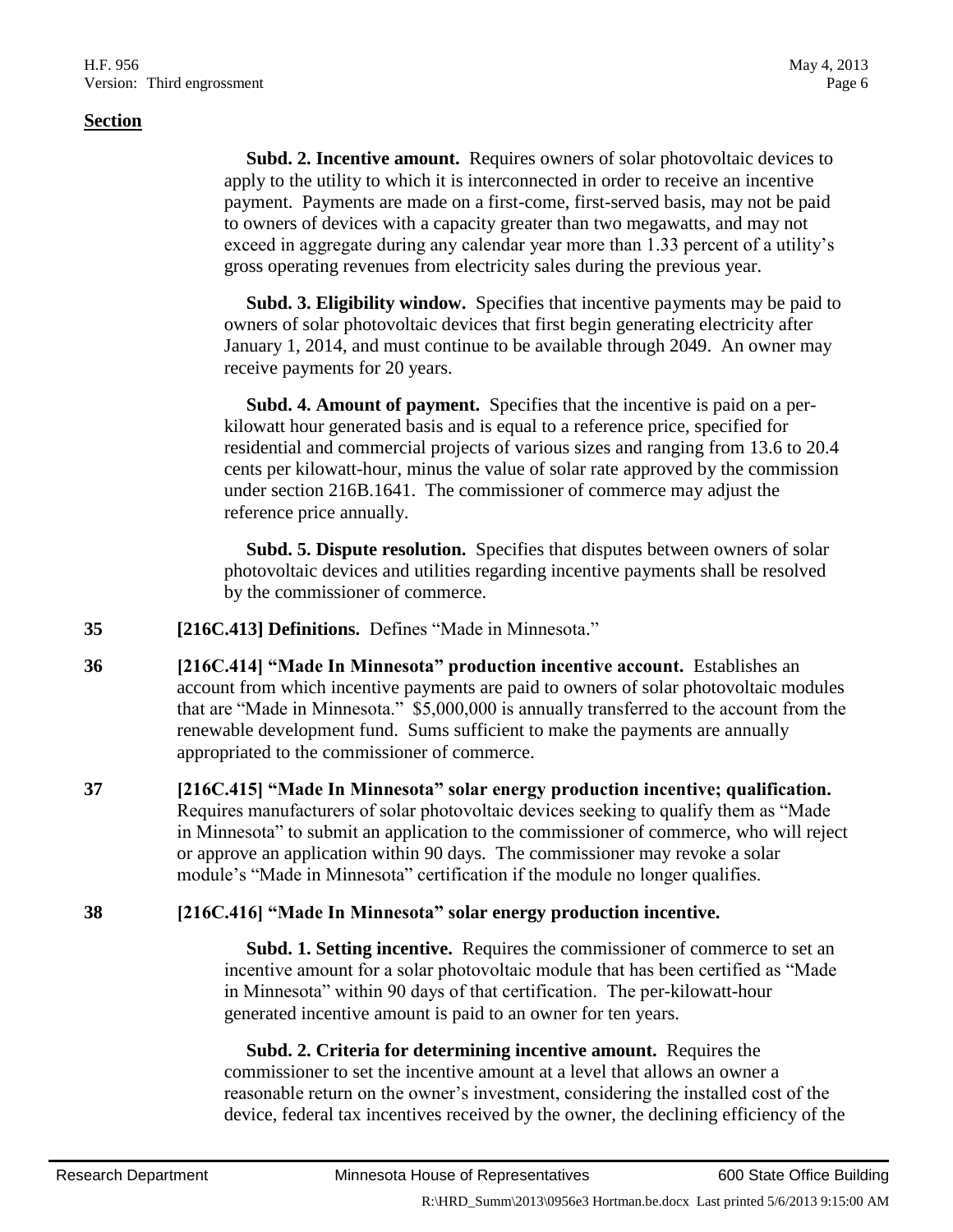**Section**

**Subd. 2. Incentive amount.** Requires owners of solar photovoltaic devices to apply to the utility to which it is interconnected in order to receive an incentive payment. Payments are made on a first-come, first-served basis, may not be paid to owners of devices with a capacity greater than two megawatts, and may not exceed in aggregate during any calendar year more than 1.33 percent of a utility's gross operating revenues from electricity sales during the previous year.

**Subd. 3. Eligibility window.** Specifies that incentive payments may be paid to owners of solar photovoltaic devices that first begin generating electricity after January 1, 2014, and must continue to be available through 2049. An owner may receive payments for 20 years.

**Subd. 4. Amount of payment.** Specifies that the incentive is paid on a per-kilowatt hour generated basis and is equal to a reference price, specified for residential and commercial projects of various sizes and ranging from 13.6 to 20.4 cents per kilowatt-hour, minus the value of solar rate approved by the commission under section 216B.1641. The commissioner of commerce may adjust the reference price annually.

**Subd. 5. Dispute resolution.** Specifies that disputes between owners of solar photovoltaic devices and utilities regarding incentive payments shall be resolved by the commissioner of commerce.

**35** **[216C.413] Definitions.** Defines "Made in Minnesota."

**36** **[216C.414] "Made In Minnesota" production incentive account.** Establishes an account from which incentive payments are paid to owners of solar photovoltaic modules that are "Made in Minnesota." $5,000,000 is annually transferred to the account from the renewable development fund. Sums sufficient to make the payments are annually appropriated to the commissioner of commerce.

**37** **[216C.415] "Made In Minnesota" solar energy production incentive; qualification.** Requires manufacturers of solar photovoltaic devices seeking to qualify them as "Made in Minnesota" to submit an application to the commissioner of commerce, who will reject or approve an application within 90 days. The commissioner may revoke a solar module's "Made in Minnesota" certification if the module no longer qualifies.

**38** **[216C.416] "Made In Minnesota" solar energy production incentive.**

**Subd. 1. Setting incentive.** Requires the commissioner of commerce to set an incentive amount for a solar photovoltaic module that has been certified as "Made in Minnesota" within 90 days of that certification. The per-kilowatt-hour generated incentive amount is paid to an owner for ten years.

**Subd. 2. Criteria for determining incentive amount.** Requires the commissioner to set the incentive amount at a level that allows an owner a reasonable return on the owner's investment, considering the installed cost of the device, federal tax incentives received by the owner, the declining efficiency of the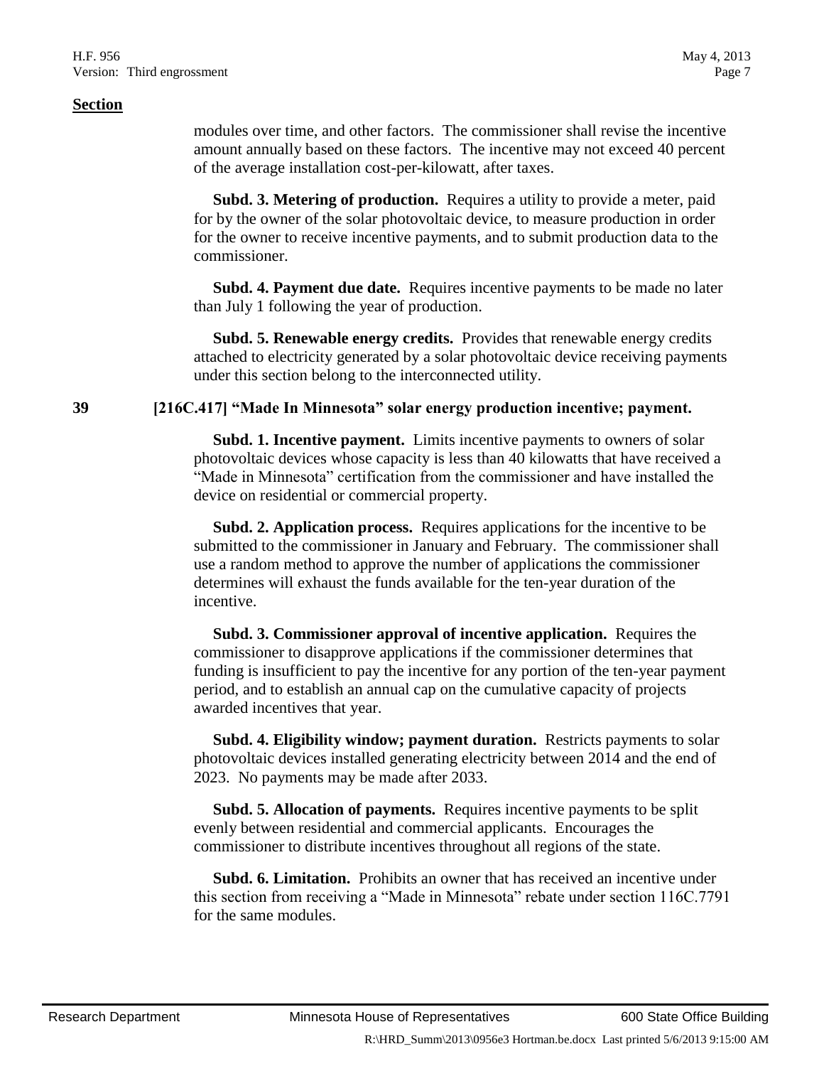**Section**

modules over time, and other factors. The commissioner shall revise the incentive amount annually based on these factors. The incentive may not exceed 40 percent of the average installation cost-per-kilowatt, after taxes.

**Subd. 3. Metering of production.** Requires a utility to provide a meter, paid for by the owner of the solar photovoltaic device, to measure production in order for the owner to receive incentive payments, and to submit production data to the commissioner.

**Subd. 4. Payment due date.** Requires incentive payments to be made no later than July 1 following the year of production.

**Subd. 5. Renewable energy credits.** Provides that renewable energy credits attached to electricity generated by a solar photovoltaic device receiving payments under this section belong to the interconnected utility.

**39 [216C.417] "Made In Minnesota" solar energy production incentive; payment.**

**Subd. 1. Incentive payment.** Limits incentive payments to owners of solar photovoltaic devices whose capacity is less than 40 kilowatts that have received a "Made in Minnesota" certification from the commissioner and have installed the device on residential or commercial property.

**Subd. 2. Application process.** Requires applications for the incentive to be submitted to the commissioner in January and February. The commissioner shall use a random method to approve the number of applications the commissioner determines will exhaust the funds available for the ten-year duration of the incentive.

**Subd. 3. Commissioner approval of incentive application.** Requires the commissioner to disapprove applications if the commissioner determines that funding is insufficient to pay the incentive for any portion of the ten-year payment period, and to establish an annual cap on the cumulative capacity of projects awarded incentives that year.

**Subd. 4. Eligibility window; payment duration.** Restricts payments to solar photovoltaic devices installed generating electricity between 2014 and the end of 2023. No payments may be made after 2033.

**Subd. 5. Allocation of payments.** Requires incentive payments to be split evenly between residential and commercial applicants. Encourages the commissioner to distribute incentives throughout all regions of the state.

**Subd. 6. Limitation.** Prohibits an owner that has received an incentive under this section from receiving a "Made in Minnesota" rebate under section 116C.7791 for the same modules.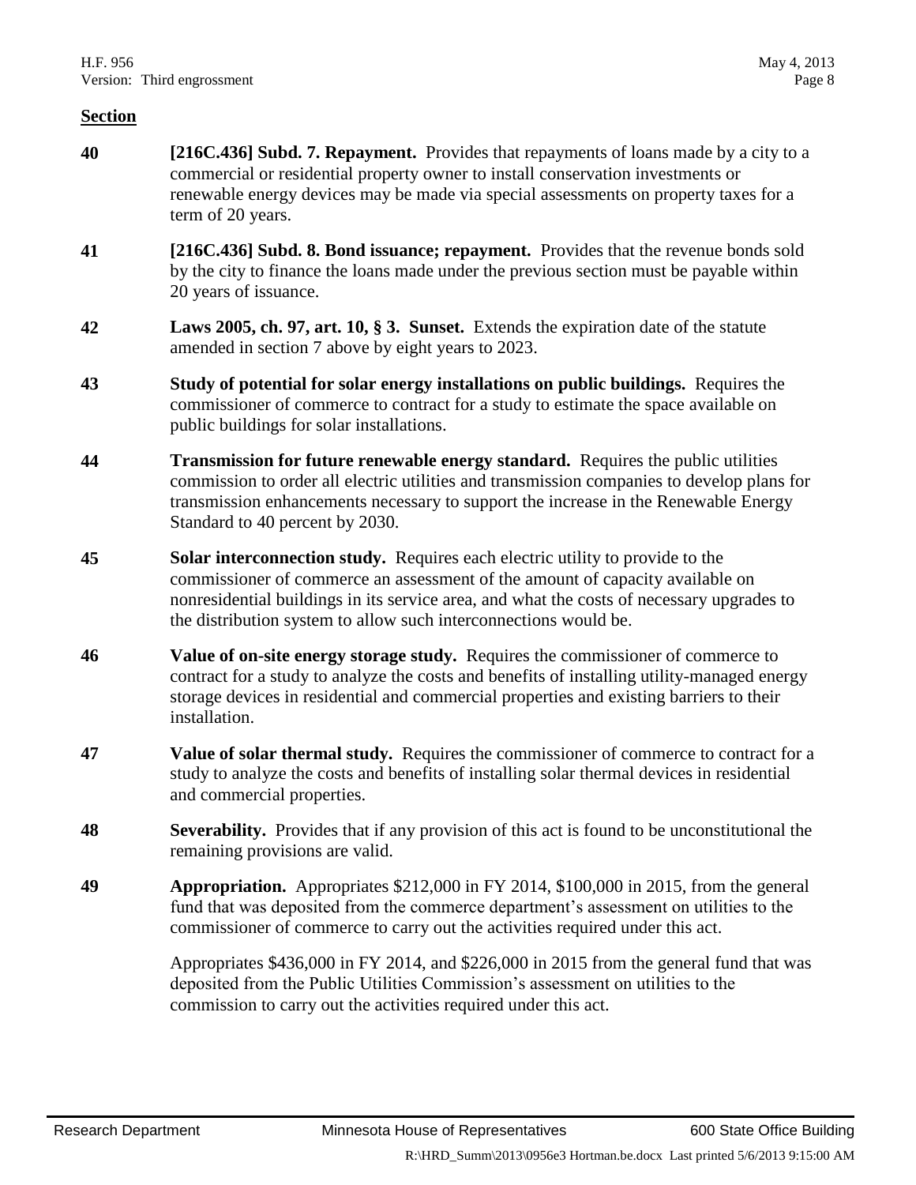**Section**

**40** **[216C.436] Subd. 7. Repayment.** Provides that repayments of loans made by a city to a commercial or residential property owner to install conservation investments or renewable energy devices may be made via special assessments on property taxes for a term of 20 years.

**41** **[216C.436] Subd. 8. Bond issuance; repayment.** Provides that the revenue bonds sold by the city to finance the loans made under the previous section must be payable within 20 years of issuance.

**42** **Laws 2005, ch. 97, art. 10, § 3. Sunset.** Extends the expiration date of the statute amended in section 7 above by eight years to 2023.

**43** **Study of potential for solar energy installations on public buildings.** Requires the commissioner of commerce to contract for a study to estimate the space available on public buildings for solar installations.

**44** **Transmission for future renewable energy standard.** Requires the public utilities commission to order all electric utilities and transmission companies to develop plans for transmission enhancements necessary to support the increase in the Renewable Energy Standard to 40 percent by 2030.

**45** **Solar interconnection study.** Requires each electric utility to provide to the commissioner of commerce an assessment of the amount of capacity available on nonresidential buildings in its service area, and what the costs of necessary upgrades to the distribution system to allow such interconnections would be.

**46** **Value of on-site energy storage study.** Requires the commissioner of commerce to contract for a study to analyze the costs and benefits of installing utility-managed energy storage devices in residential and commercial properties and existing barriers to their installation.

**47** **Value of solar thermal study.** Requires the commissioner of commerce to contract for a study to analyze the costs and benefits of installing solar thermal devices in residential and commercial properties.

**48** **Severability.** Provides that if any provision of this act is found to be unconstitutional the remaining provisions are valid.

**49** **Appropriation.** Appropriates $212,000 in FY 2014, $100,000 in 2015, from the general fund that was deposited from the commerce department's assessment on utilities to the commissioner of commerce to carry out the activities required under this act.

Appropriates $436,000 in FY 2014, and $226,000 in 2015 from the general fund that was deposited from the Public Utilities Commission's assessment on utilities to the commission to carry out the activities required under this act.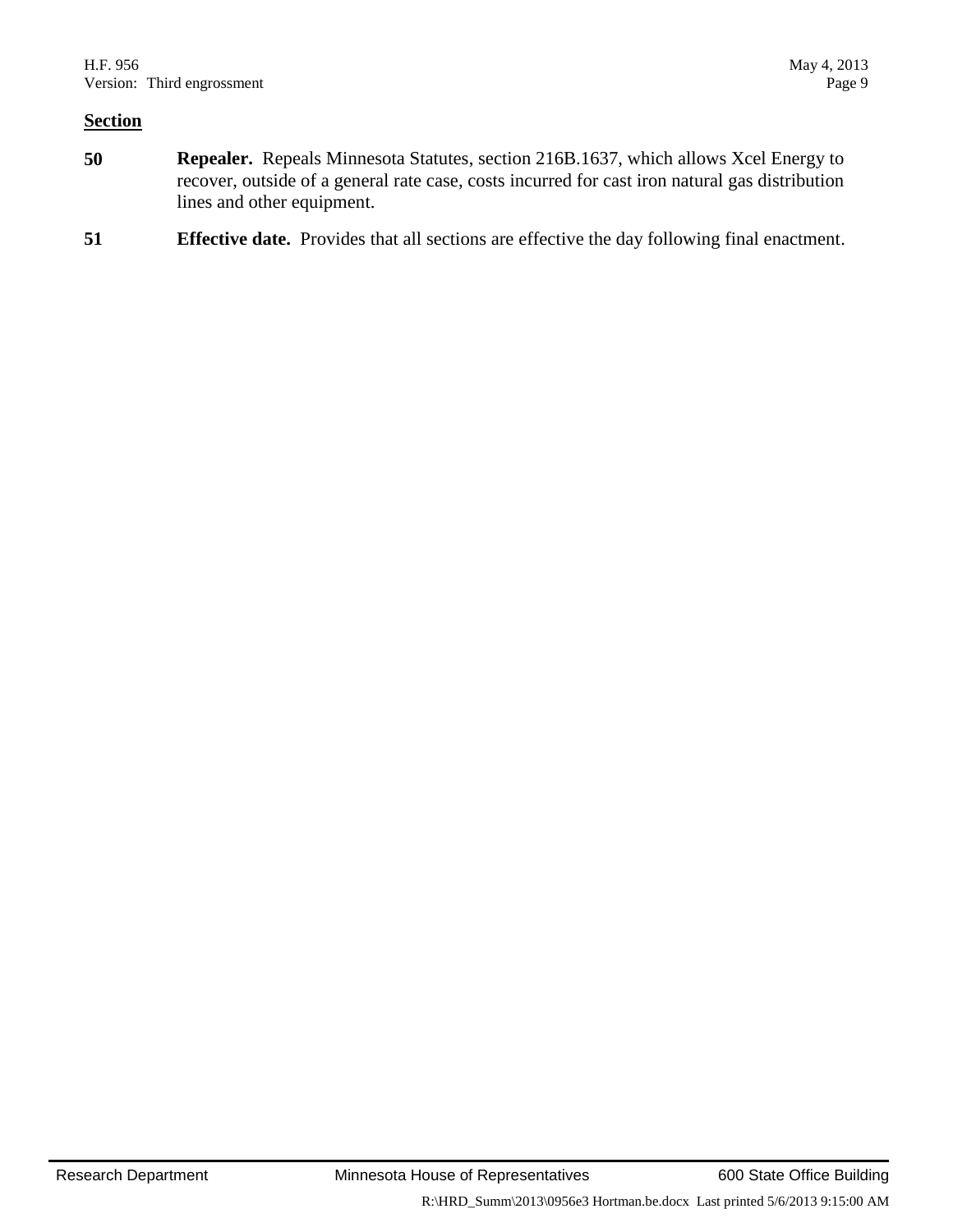**Section**

**50** **Repealer.** Repeals Minnesota Statutes, section 216B.1637, which allows Xcel Energy to recover, outside of a general rate case, costs incurred for cast iron natural gas distribution lines and other equipment.

**51** **Effective date.** Provides that all sections are effective the day following final enactment.